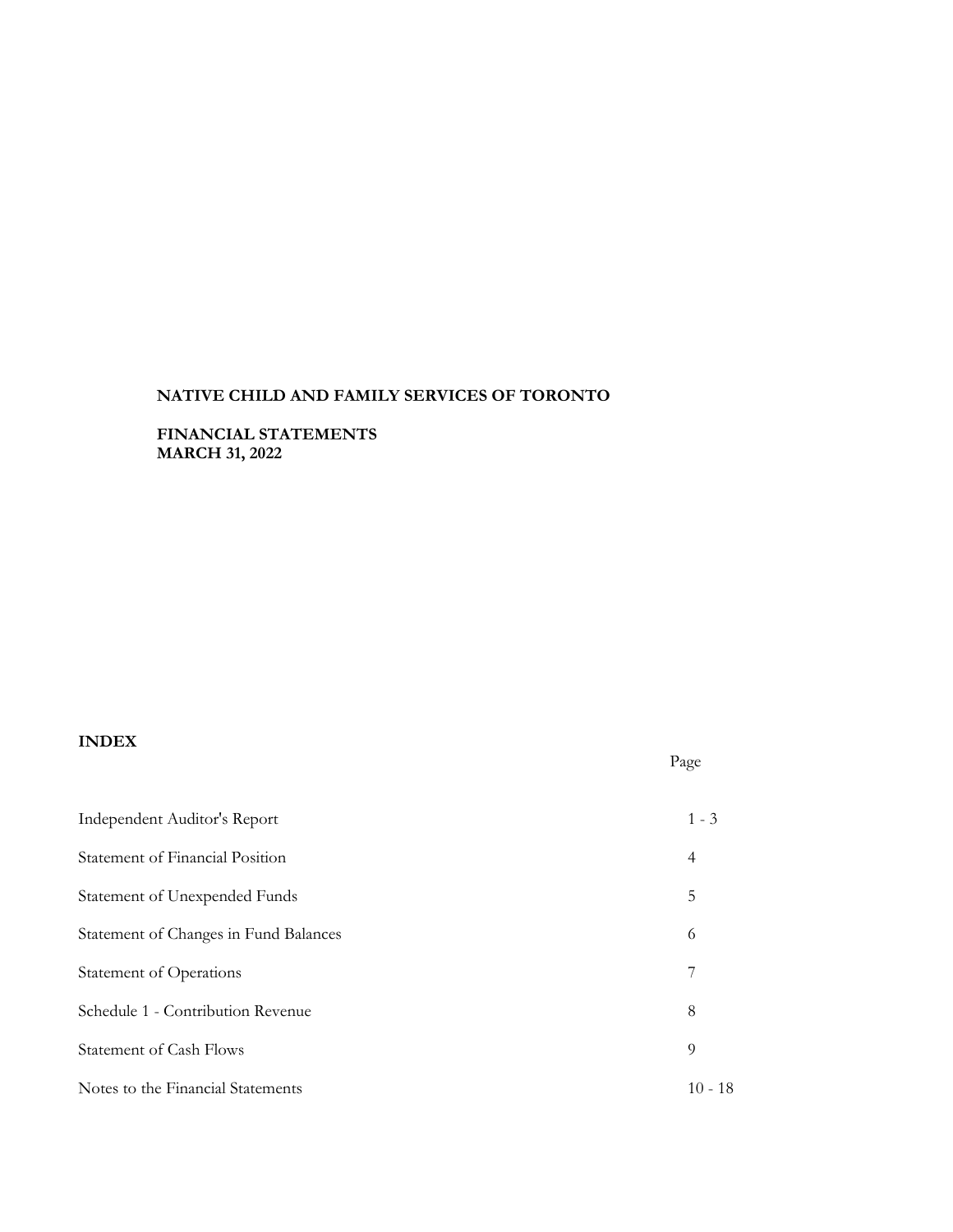# NATIVE CHILD AND FAMILY SERVICES OF TORONTO

**FINANCIAL STATEMENTS**
**MARCH 31, 2022**

## INDEX

| | Page |
|---|---|
| Independent Auditor's Report | 1 - 3 |
| Statement of Financial Position | 4 |
| Statement of Unexpended Funds | 5 |
| Statement of Changes in Fund Balances | 6 |
| Statement of Operations | 7 |
| Schedule 1 - Contribution Revenue | 8 |
| Statement of Cash Flows | 9 |
| Notes to the Financial Statements | 10 - 18 |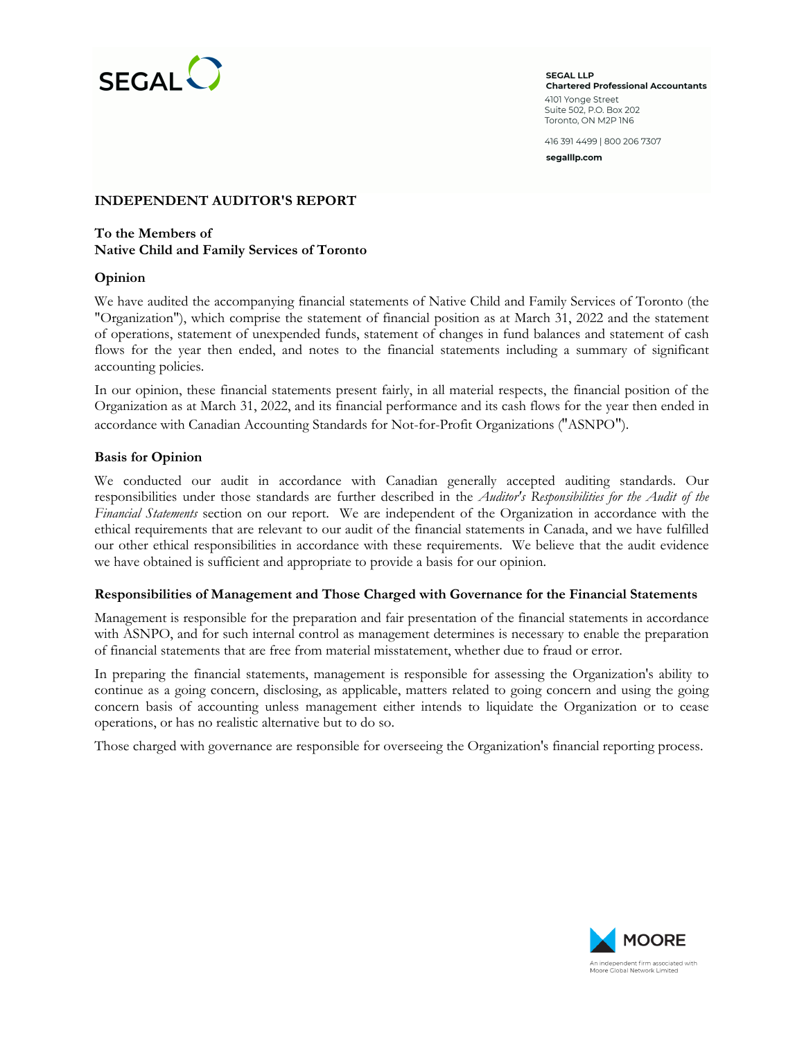SEGAL LLP
Chartered Professional Accountants
4101 Yonge Street
Suite 502, P.O. Box 202
Toronto, ON M2P 1N6

416 391 4499 | 800 206 7307

segalllp.com

## INDEPENDENT AUDITOR'S REPORT

**To the Members of**
**Native Child and Family Services of Toronto**

### Opinion

We have audited the accompanying financial statements of Native Child and Family Services of Toronto (the "Organization"), which comprise the statement of financial position as at March 31, 2022 and the statement of operations, statement of unexpended funds, statement of changes in fund balances and statement of cash flows for the year then ended, and notes to the financial statements including a summary of significant accounting policies.

In our opinion, these financial statements present fairly, in all material respects, the financial position of the Organization as at March 31, 2022, and its financial performance and its cash flows for the year then ended in accordance with Canadian Accounting Standards for Not-for-Profit Organizations ("ASNPO").

### Basis for Opinion

We conducted our audit in accordance with Canadian generally accepted auditing standards. Our responsibilities under those standards are further described in the *Auditor's Responsibilities for the Audit of the Financial Statements* section on our report. We are independent of the Organization in accordance with the ethical requirements that are relevant to our audit of the financial statements in Canada, and we have fulfilled our other ethical responsibilities in accordance with these requirements. We believe that the audit evidence we have obtained is sufficient and appropriate to provide a basis for our opinion.

### Responsibilities of Management and Those Charged with Governance for the Financial Statements

Management is responsible for the preparation and fair presentation of the financial statements in accordance with ASNPO, and for such internal control as management determines is necessary to enable the preparation of financial statements that are free from material misstatement, whether due to fraud or error.

In preparing the financial statements, management is responsible for assessing the Organization's ability to continue as a going concern, disclosing, as applicable, matters related to going concern and using the going concern basis of accounting unless management either intends to liquidate the Organization or to cease operations, or has no realistic alternative but to do so.

Those charged with governance are responsible for overseeing the Organization's financial reporting process.

MOORE
An independent firm associated with Moore Global Network Limited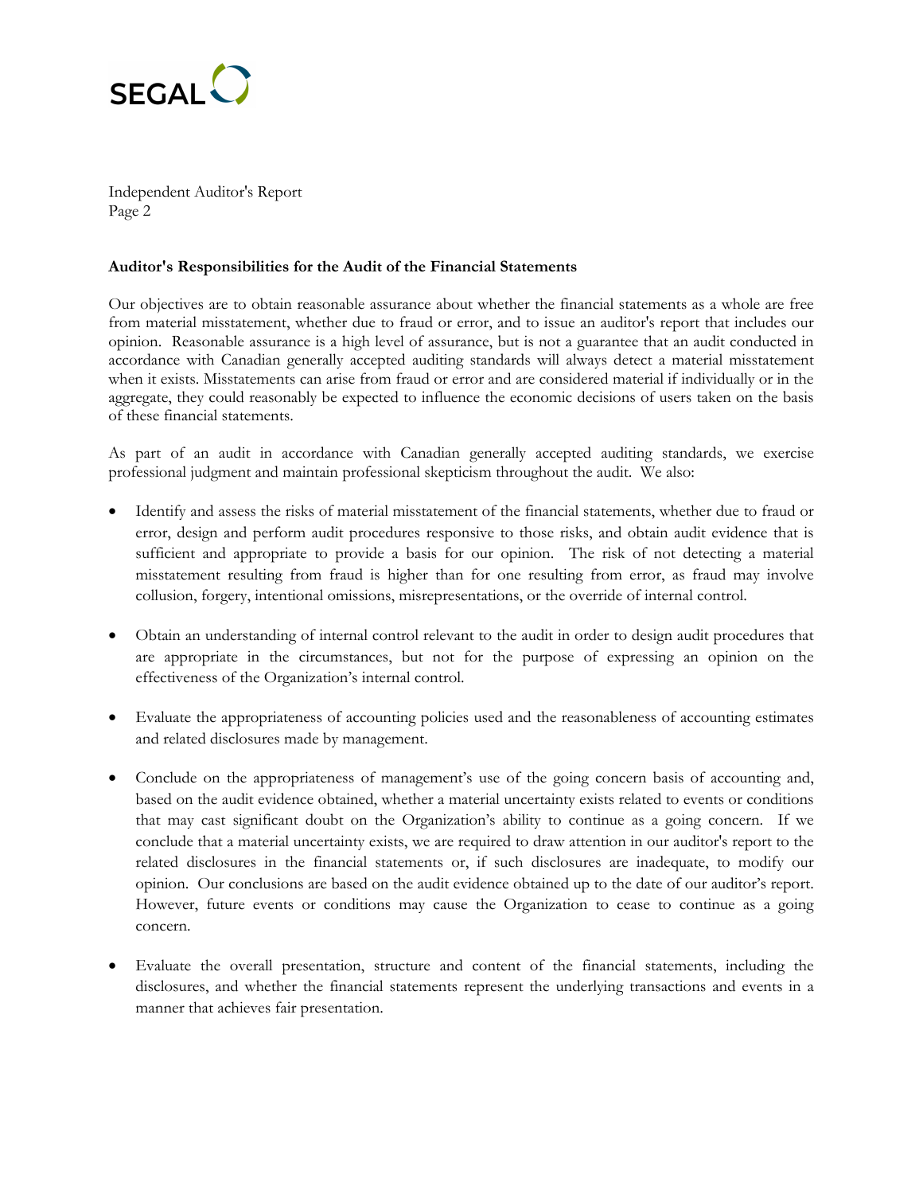## Auditor's Responsibilities for the Audit of the Financial Statements

Our objectives are to obtain reasonable assurance about whether the financial statements as a whole are free from material misstatement, whether due to fraud or error, and to issue an auditor's report that includes our opinion. Reasonable assurance is a high level of assurance, but is not a guarantee that an audit conducted in accordance with Canadian generally accepted auditing standards will always detect a material misstatement when it exists. Misstatements can arise from fraud or error and are considered material if individually or in the aggregate, they could reasonably be expected to influence the economic decisions of users taken on the basis of these financial statements.

As part of an audit in accordance with Canadian generally accepted auditing standards, we exercise professional judgment and maintain professional skepticism throughout the audit. We also:

- Identify and assess the risks of material misstatement of the financial statements, whether due to fraud or error, design and perform audit procedures responsive to those risks, and obtain audit evidence that is sufficient and appropriate to provide a basis for our opinion. The risk of not detecting a material misstatement resulting from fraud is higher than for one resulting from error, as fraud may involve collusion, forgery, intentional omissions, misrepresentations, or the override of internal control.

- Obtain an understanding of internal control relevant to the audit in order to design audit procedures that are appropriate in the circumstances, but not for the purpose of expressing an opinion on the effectiveness of the Organization's internal control.

- Evaluate the appropriateness of accounting policies used and the reasonableness of accounting estimates and related disclosures made by management.

- Conclude on the appropriateness of management's use of the going concern basis of accounting and, based on the audit evidence obtained, whether a material uncertainty exists related to events or conditions that may cast significant doubt on the Organization's ability to continue as a going concern. If we conclude that a material uncertainty exists, we are required to draw attention in our auditor's report to the related disclosures in the financial statements or, if such disclosures are inadequate, to modify our opinion. Our conclusions are based on the audit evidence obtained up to the date of our auditor's report. However, future events or conditions may cause the Organization to cease to continue as a going concern.

- Evaluate the overall presentation, structure and content of the financial statements, including the disclosures, and whether the financial statements represent the underlying transactions and events in a manner that achieves fair presentation.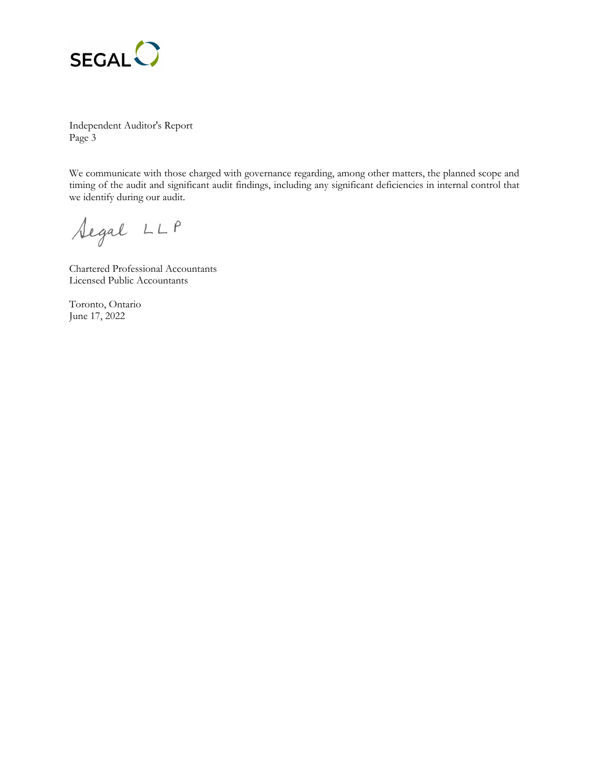Independent Auditor's Report
Page 3

We communicate with those charged with governance regarding, among other matters, the planned scope and timing of the audit and significant audit findings, including any significant deficiencies in internal control that we identify during our audit.

Segal LLP

Chartered Professional Accountants
Licensed Public Accountants

Toronto, Ontario
June 17, 2022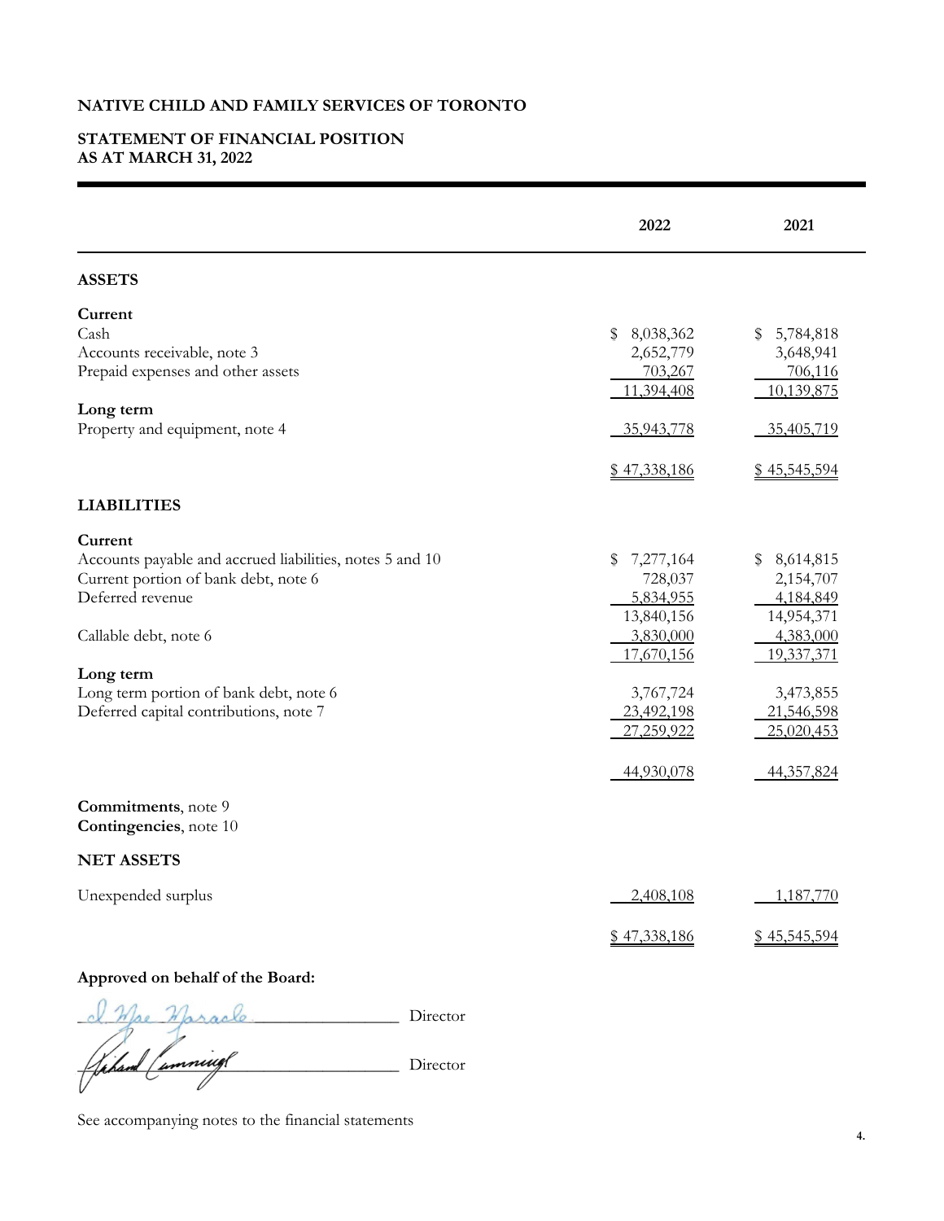**NATIVE CHILD AND FAMILY SERVICES OF TORONTO**

**STATEMENT OF FINANCIAL POSITION**
**AS AT MARCH 31, 2022**

| | 2022 | 2021 |
|---|---|---|
| **ASSETS** | | |
| **Current** | | |
| Cash | $ 8,038,362 | $ 5,784,818 |
| Accounts receivable, note 3 | 2,652,779 | 3,648,941 |
| Prepaid expenses and other assets | 703,267 | 706,116 |
| | 11,394,408 | 10,139,875 |
| **Long term** | | |
| Property and equipment, note 4 | 35,943,778 | 35,405,719 |
| | $ 47,338,186 | $ 45,545,594 |
| **LIABILITIES** | | |
| **Current** | | |
| Accounts payable and accrued liabilities, notes 5 and 10 | $ 7,277,164 | $ 8,614,815 |
| Current portion of bank debt, note 6 | 728,037 | 2,154,707 |
| Deferred revenue | 5,834,955 | 4,184,849 |
| | 13,840,156 | 14,954,371 |
| Callable debt, note 6 | 3,830,000 | 4,383,000 |
| | 17,670,156 | 19,337,371 |
| **Long term** | | |
| Long term portion of bank debt, note 6 | 3,767,724 | 3,473,855 |
| Deferred capital contributions, note 7 | 23,492,198 | 21,546,598 |
| | 27,259,922 | 25,020,453 |
| | 44,930,078 | 44,357,824 |
| **Commitments**, note 9 | | |
| **Contingencies**, note 10 | | |
| **NET ASSETS** | | |
| Unexpended surplus | 2,408,108 | 1,187,770 |
| | $ 47,338,186 | $ 45,545,594 |

**Approved on behalf of the Board:**

_______________________ Director

_______________________ Director

See accompanying notes to the financial statements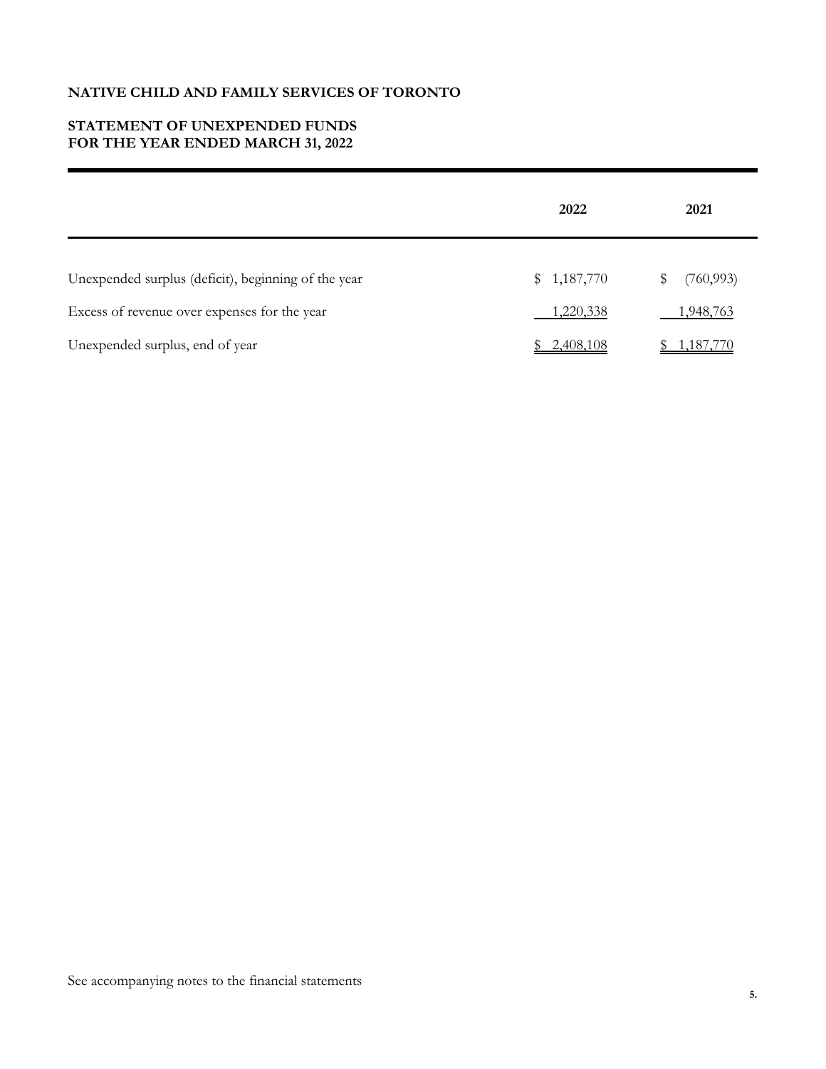# NATIVE CHILD AND FAMILY SERVICES OF TORONTO

## STATEMENT OF UNEXPENDED FUNDS
## FOR THE YEAR ENDED MARCH 31, 2022

| | 2022 | 2021 |
|---|---|---|
| Unexpended surplus (deficit), beginning of the year | $ 1,187,770 | $ (760,993) |
| Excess of revenue over expenses for the year | 1,220,338 | 1,948,763 |
| Unexpended surplus, end of year | $ 2,408,108 | $ 1,187,770 |

See accompanying notes to the financial statements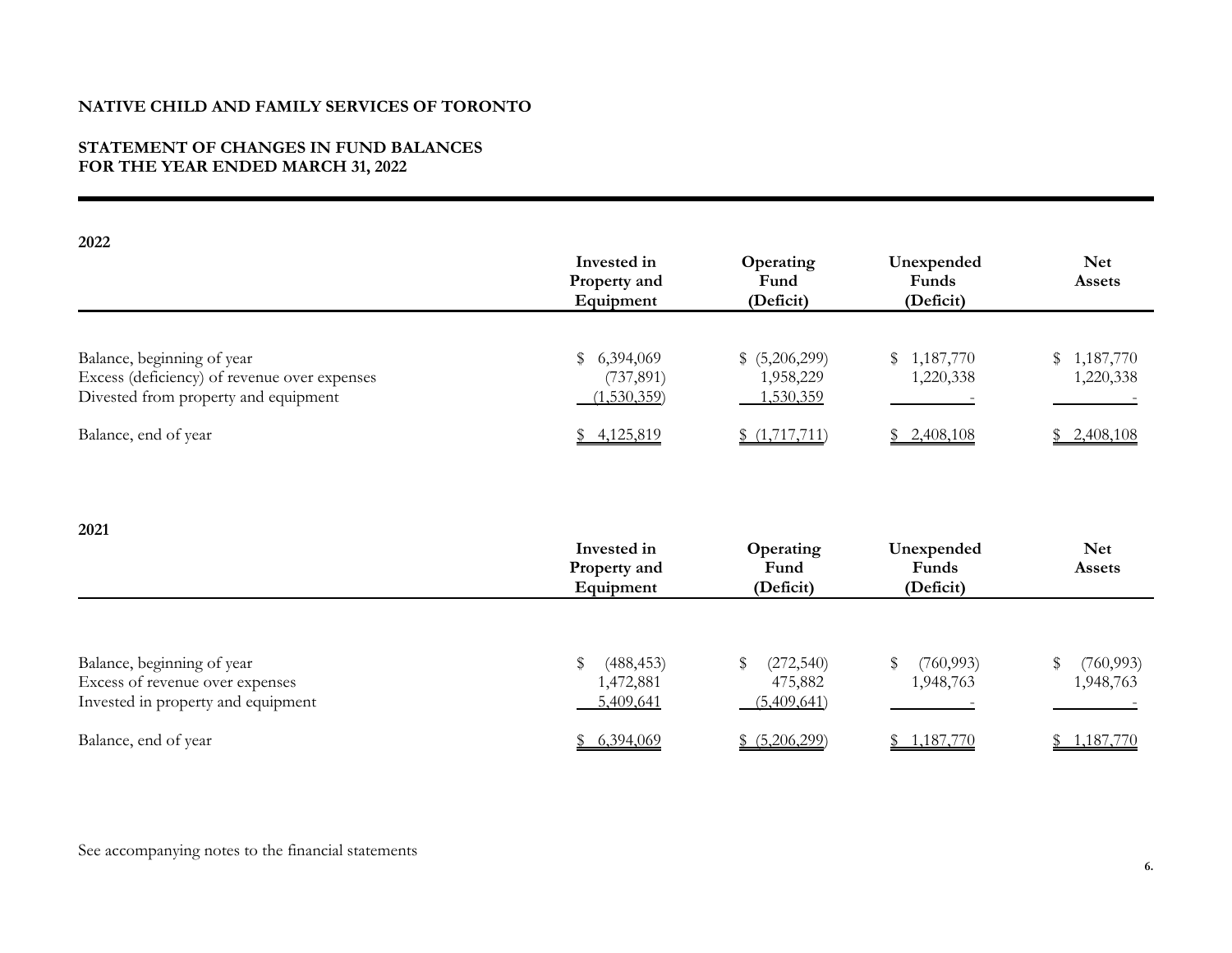**NATIVE CHILD AND FAMILY SERVICES OF TORONTO**

**STATEMENT OF CHANGES IN FUND BALANCES**
**FOR THE YEAR ENDED MARCH 31, 2022**

**2022**

| | Invested in Property and Equipment | Operating Fund (Deficit) | Unexpended Funds (Deficit) | Net Assets |
|---|---|---|---|---|
| Balance, beginning of year | $ 6,394,069 | $ (5,206,299) | $ 1,187,770 | $ 1,187,770 |
| Excess (deficiency) of revenue over expenses | (737,891) | 1,958,229 | 1,220,338 | 1,220,338 |
| Divested from property and equipment | (1,530,359) | 1,530,359 | - | - |
| Balance, end of year | $ 4,125,819 | $ (1,717,711) | $ 2,408,108 | $ 2,408,108 |

**2021**

| | Invested in Property and Equipment | Operating Fund (Deficit) | Unexpended Funds (Deficit) | Net Assets |
|---|---|---|---|---|
| Balance, beginning of year | $ (488,453) | $ (272,540) | $ (760,993) | $ (760,993) |
| Excess of revenue over expenses | 1,472,881 | 475,882 | 1,948,763 | 1,948,763 |
| Invested in property and equipment | 5,409,641 | (5,409,641) | - | - |
| Balance, end of year | $ 6,394,069 | $ (5,206,299) | $ 1,187,770 | $ 1,187,770 |

See accompanying notes to the financial statements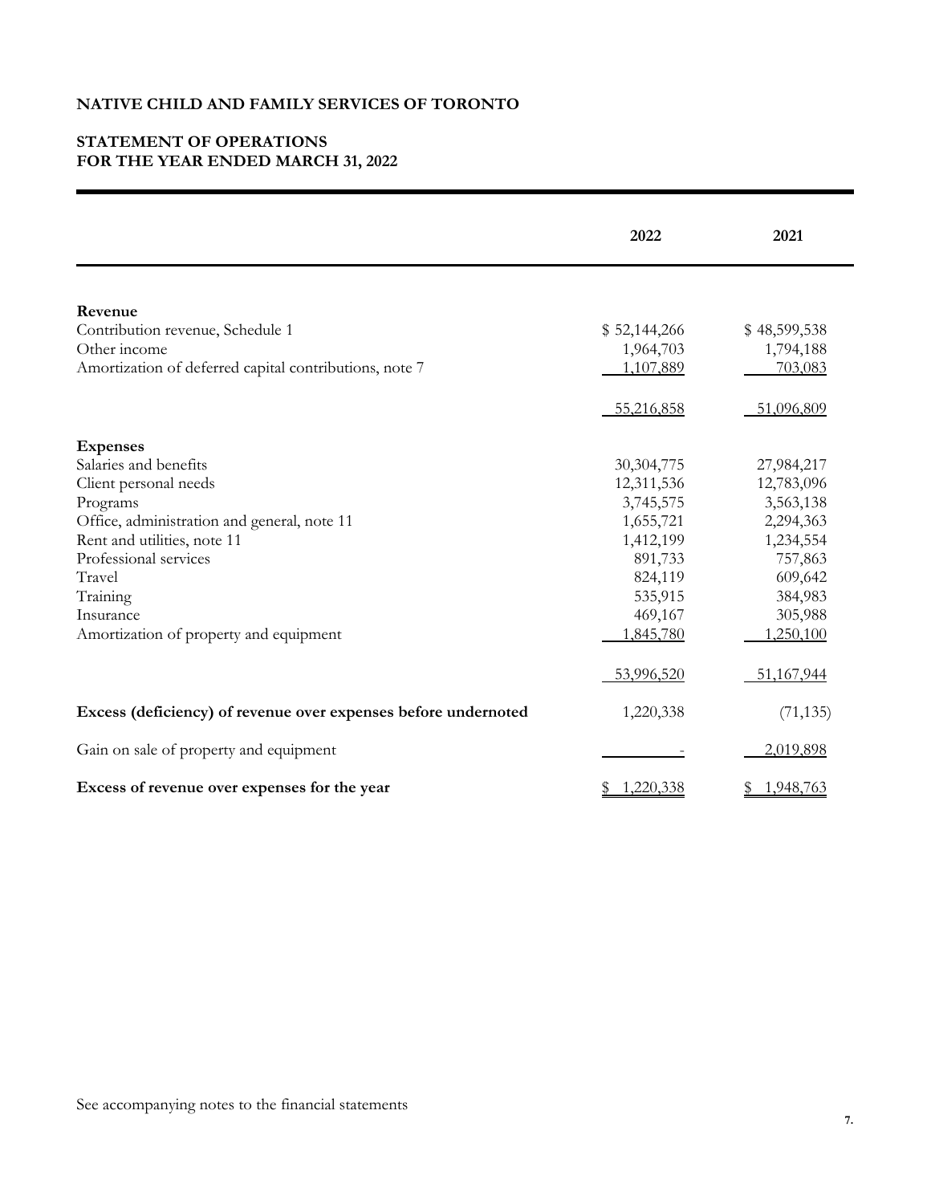# NATIVE CHILD AND FAMILY SERVICES OF TORONTO

## STATEMENT OF OPERATIONS
## FOR THE YEAR ENDED MARCH 31, 2022

| | 2022 | 2021 |
|---|---|---|
| **Revenue** | | |
| Contribution revenue, Schedule 1 | $ 52,144,266 | $ 48,599,538 |
| Other income | 1,964,703 | 1,794,188 |
| Amortization of deferred capital contributions, note 7 | 1,107,889 | 703,083 |
| | 55,216,858 | 51,096,809 |
| **Expenses** | | |
| Salaries and benefits | 30,304,775 | 27,984,217 |
| Client personal needs | 12,311,536 | 12,783,096 |
| Programs | 3,745,575 | 3,563,138 |
| Office, administration and general, note 11 | 1,655,721 | 2,294,363 |
| Rent and utilities, note 11 | 1,412,199 | 1,234,554 |
| Professional services | 891,733 | 757,863 |
| Travel | 824,119 | 609,642 |
| Training | 535,915 | 384,983 |
| Insurance | 469,167 | 305,988 |
| Amortization of property and equipment | 1,845,780 | 1,250,100 |
| | 53,996,520 | 51,167,944 |
| **Excess (deficiency) of revenue over expenses before undernoted** | 1,220,338 | (71,135) |
| Gain on sale of property and equipment | - | 2,019,898 |
| **Excess of revenue over expenses for the year** | $ 1,220,338 | $ 1,948,763 |

See accompanying notes to the financial statements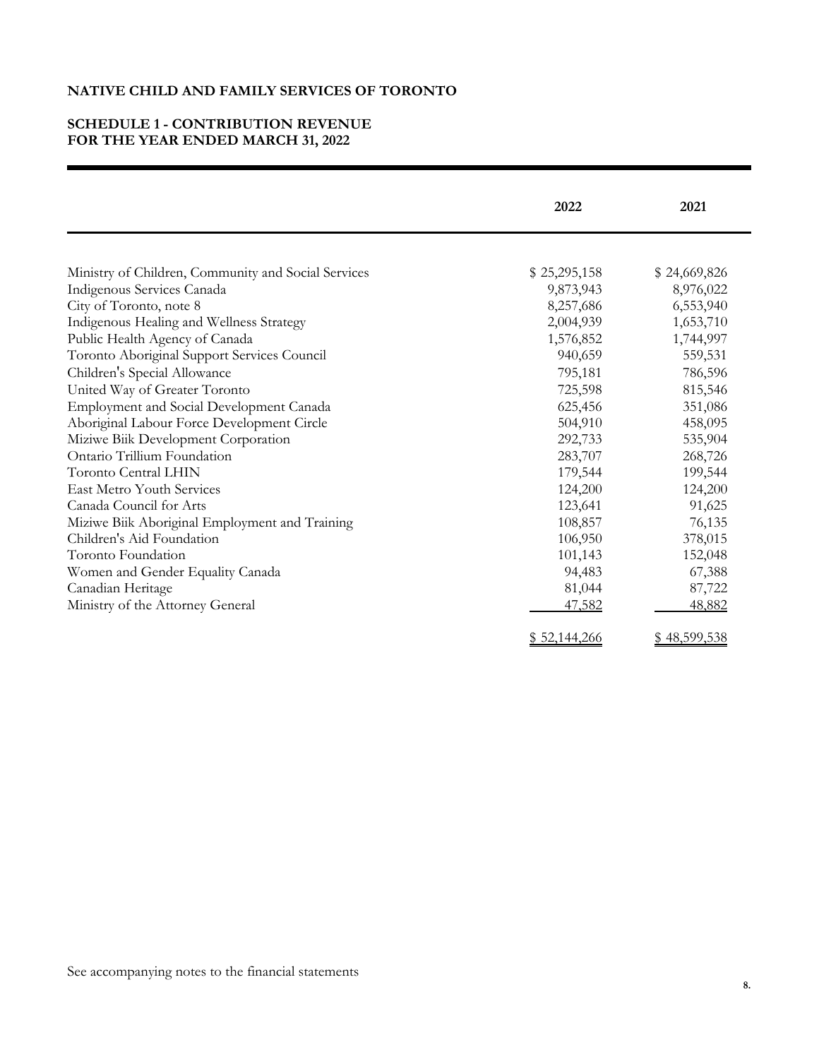# NATIVE CHILD AND FAMILY SERVICES OF TORONTO

## SCHEDULE 1 - CONTRIBUTION REVENUE
## FOR THE YEAR ENDED MARCH 31, 2022

| | 2022 | 2021 |
|---|---|---|
| Ministry of Children, Community and Social Services | $ 25,295,158 | $ 24,669,826 |
| Indigenous Services Canada | 9,873,943 | 8,976,022 |
| City of Toronto, note 8 | 8,257,686 | 6,553,940 |
| Indigenous Healing and Wellness Strategy | 2,004,939 | 1,653,710 |
| Public Health Agency of Canada | 1,576,852 | 1,744,997 |
| Toronto Aboriginal Support Services Council | 940,659 | 559,531 |
| Children's Special Allowance | 795,181 | 786,596 |
| United Way of Greater Toronto | 725,598 | 815,546 |
| Employment and Social Development Canada | 625,456 | 351,086 |
| Aboriginal Labour Force Development Circle | 504,910 | 458,095 |
| Miziwe Biik Development Corporation | 292,733 | 535,904 |
| Ontario Trillium Foundation | 283,707 | 268,726 |
| Toronto Central LHIN | 179,544 | 199,544 |
| East Metro Youth Services | 124,200 | 124,200 |
| Canada Council for Arts | 123,641 | 91,625 |
| Miziwe Biik Aboriginal Employment and Training | 108,857 | 76,135 |
| Children's Aid Foundation | 106,950 | 378,015 |
| Toronto Foundation | 101,143 | 152,048 |
| Women and Gender Equality Canada | 94,483 | 67,388 |
| Canadian Heritage | 81,044 | 87,722 |
| Ministry of the Attorney General | 47,582 | 48,882 |
| | $ 52,144,266 | $ 48,599,538 |

See accompanying notes to the financial statements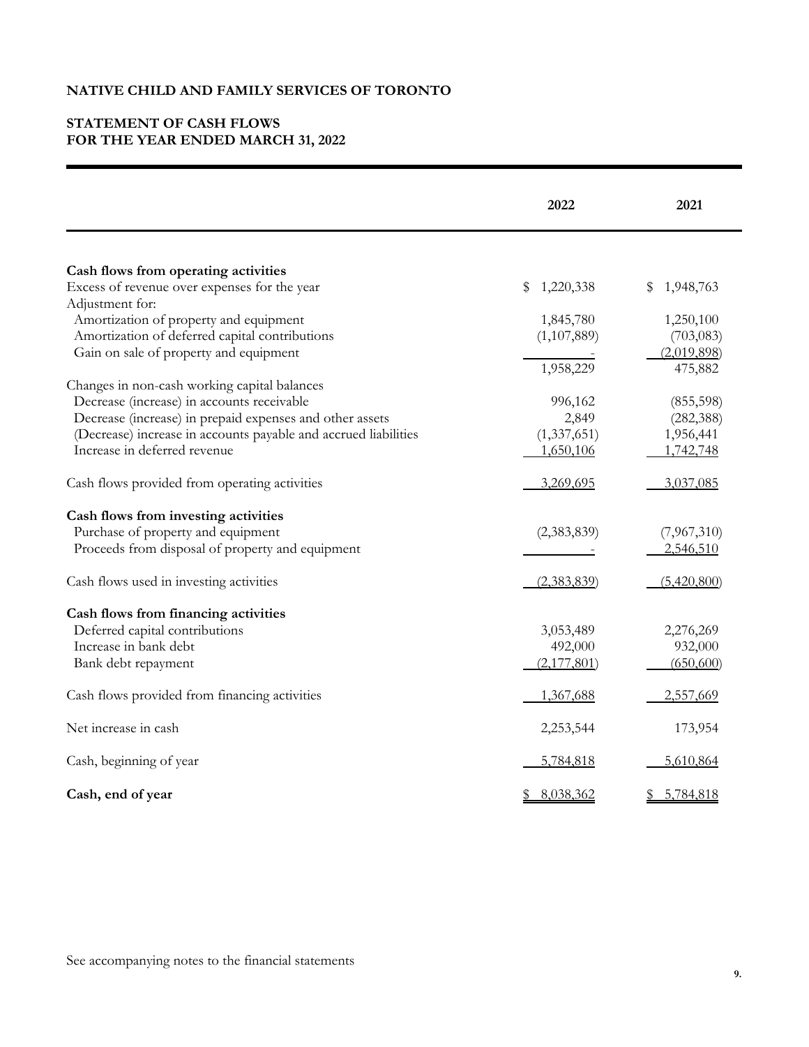# NATIVE CHILD AND FAMILY SERVICES OF TORONTO

## STATEMENT OF CASH FLOWS
## FOR THE YEAR ENDED MARCH 31, 2022

| | 2022 | 2021 |
|---|---|---|
| **Cash flows from operating activities** | | |
| Excess of revenue over expenses for the year | $ 1,220,338 | $ 1,948,763 |
| Adjustment for: | | |
| Amortization of property and equipment | 1,845,780 | 1,250,100 |
| Amortization of deferred capital contributions | (1,107,889) | (703,083) |
| Gain on sale of property and equipment | - | (2,019,898) |
| | 1,958,229 | 475,882 |
| Changes in non-cash working capital balances | | |
| Decrease (increase) in accounts receivable | 996,162 | (855,598) |
| Decrease (increase) in prepaid expenses and other assets | 2,849 | (282,388) |
| (Decrease) increase in accounts payable and accrued liabilities | (1,337,651) | 1,956,441 |
| Increase in deferred revenue | 1,650,106 | 1,742,748 |
| Cash flows provided from operating activities | 3,269,695 | 3,037,085 |
| **Cash flows from investing activities** | | |
| Purchase of property and equipment | (2,383,839) | (7,967,310) |
| Proceeds from disposal of property and equipment | - | 2,546,510 |
| Cash flows used in investing activities | (2,383,839) | (5,420,800) |
| **Cash flows from financing activities** | | |
| Deferred capital contributions | 3,053,489 | 2,276,269 |
| Increase in bank debt | 492,000 | 932,000 |
| Bank debt repayment | (2,177,801) | (650,600) |
| Cash flows provided from financing activities | 1,367,688 | 2,557,669 |
| Net increase in cash | 2,253,544 | 173,954 |
| Cash, beginning of year | 5,784,818 | 5,610,864 |
| **Cash, end of year** | $ 8,038,362 | $ 5,784,818 |

See accompanying notes to the financial statements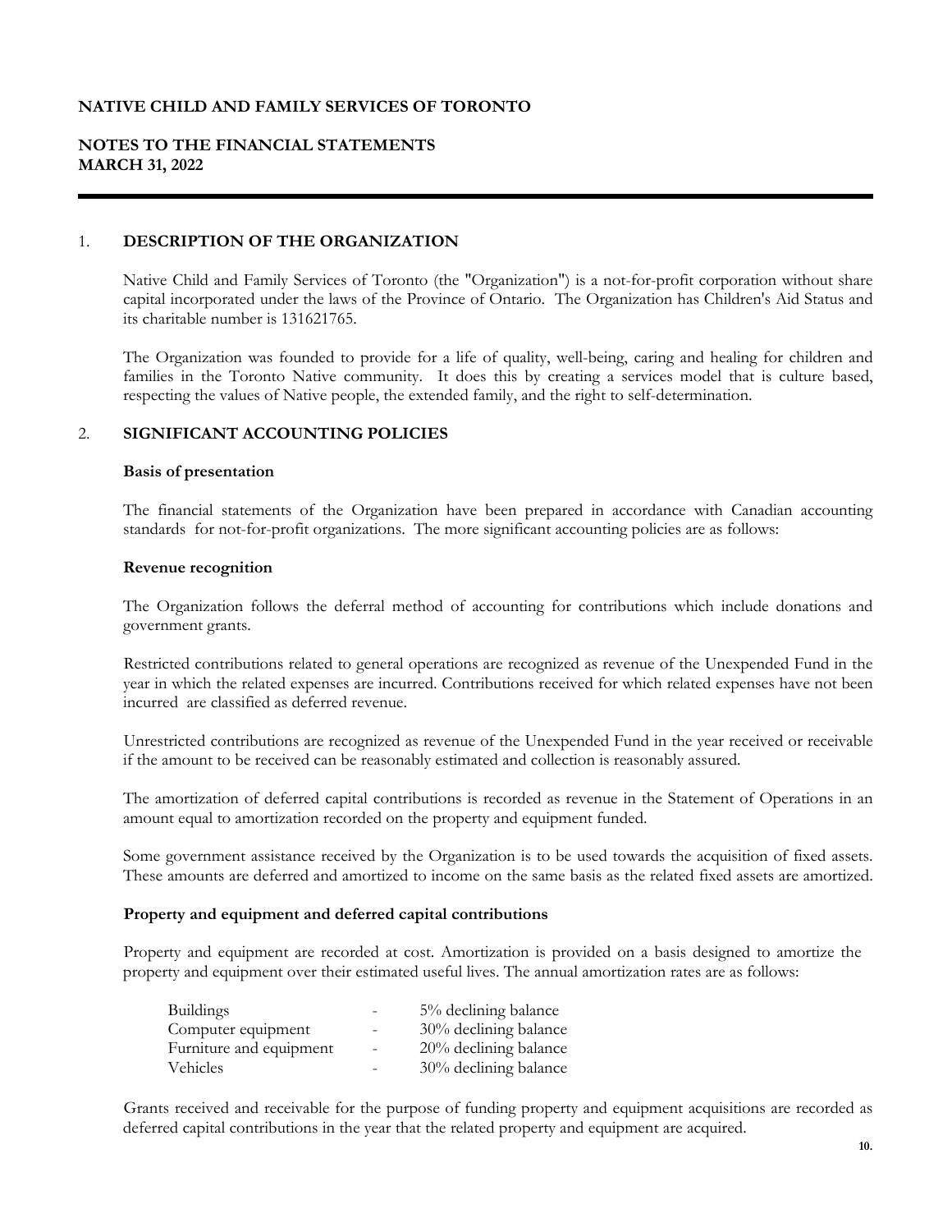**NATIVE CHILD AND FAMILY SERVICES OF TORONTO**

**NOTES TO THE FINANCIAL STATEMENTS**
**MARCH 31, 2022**

## 1. DESCRIPTION OF THE ORGANIZATION

Native Child and Family Services of Toronto (the "Organization") is a not-for-profit corporation without share capital incorporated under the laws of the Province of Ontario. The Organization has Children's Aid Status and its charitable number is 131621765.

The Organization was founded to provide for a life of quality, well-being, caring and healing for children and families in the Toronto Native community. It does this by creating a services model that is culture based, respecting the values of Native people, the extended family, and the right to self-determination.

## 2. SIGNIFICANT ACCOUNTING POLICIES

**Basis of presentation**

The financial statements of the Organization have been prepared in accordance with Canadian accounting standards for not-for-profit organizations. The more significant accounting policies are as follows:

**Revenue recognition**

The Organization follows the deferral method of accounting for contributions which include donations and government grants.

Restricted contributions related to general operations are recognized as revenue of the Unexpended Fund in the year in which the related expenses are incurred. Contributions received for which related expenses have not been incurred are classified as deferred revenue.

Unrestricted contributions are recognized as revenue of the Unexpended Fund in the year received or receivable if the amount to be received can be reasonably estimated and collection is reasonably assured.

The amortization of deferred capital contributions is recorded as revenue in the Statement of Operations in an amount equal to amortization recorded on the property and equipment funded.

Some government assistance received by the Organization is to be used towards the acquisition of fixed assets. These amounts are deferred and amortized to income on the same basis as the related fixed assets are amortized.

**Property and equipment and deferred capital contributions**

Property and equipment are recorded at cost. Amortization is provided on a basis designed to amortize the property and equipment over their estimated useful lives. The annual amortization rates are as follows:

| | | |
|---|---|---|
| Buildings | - | 5% declining balance |
| Computer equipment | - | 30% declining balance |
| Furniture and equipment | - | 20% declining balance |
| Vehicles | - | 30% declining balance |

Grants received and receivable for the purpose of funding property and equipment acquisitions are recorded as deferred capital contributions in the year that the related property and equipment are acquired.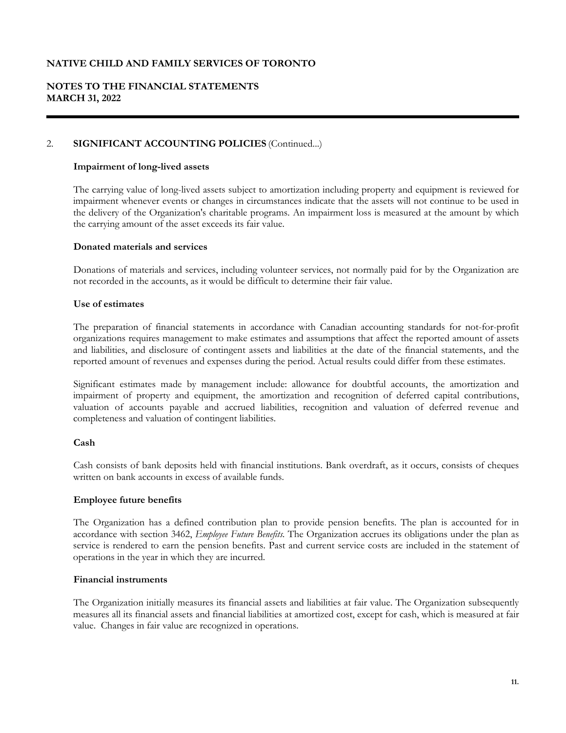**NATIVE CHILD AND FAMILY SERVICES OF TORONTO**

**NOTES TO THE FINANCIAL STATEMENTS**
**MARCH 31, 2022**

## 2. SIGNIFICANT ACCOUNTING POLICIES (Continued...)

### Impairment of long-lived assets

The carrying value of long-lived assets subject to amortization including property and equipment is reviewed for impairment whenever events or changes in circumstances indicate that the assets will not continue to be used in the delivery of the Organization's charitable programs. An impairment loss is measured at the amount by which the carrying amount of the asset exceeds its fair value.

### Donated materials and services

Donations of materials and services, including volunteer services, not normally paid for by the Organization are not recorded in the accounts, as it would be difficult to determine their fair value.

### Use of estimates

The preparation of financial statements in accordance with Canadian accounting standards for not-for-profit organizations requires management to make estimates and assumptions that affect the reported amount of assets and liabilities, and disclosure of contingent assets and liabilities at the date of the financial statements, and the reported amount of revenues and expenses during the period. Actual results could differ from these estimates.

Significant estimates made by management include: allowance for doubtful accounts, the amortization and impairment of property and equipment, the amortization and recognition of deferred capital contributions, valuation of accounts payable and accrued liabilities, recognition and valuation of deferred revenue and completeness and valuation of contingent liabilities.

### Cash

Cash consists of bank deposits held with financial institutions. Bank overdraft, as it occurs, consists of cheques written on bank accounts in excess of available funds.

### Employee future benefits

The Organization has a defined contribution plan to provide pension benefits. The plan is accounted for in accordance with section 3462, *Employee Future Benefits*. The Organization accrues its obligations under the plan as service is rendered to earn the pension benefits. Past and current service costs are included in the statement of operations in the year in which they are incurred.

### Financial instruments

The Organization initially measures its financial assets and liabilities at fair value. The Organization subsequently measures all its financial assets and financial liabilities at amortized cost, except for cash, which is measured at fair value. Changes in fair value are recognized in operations.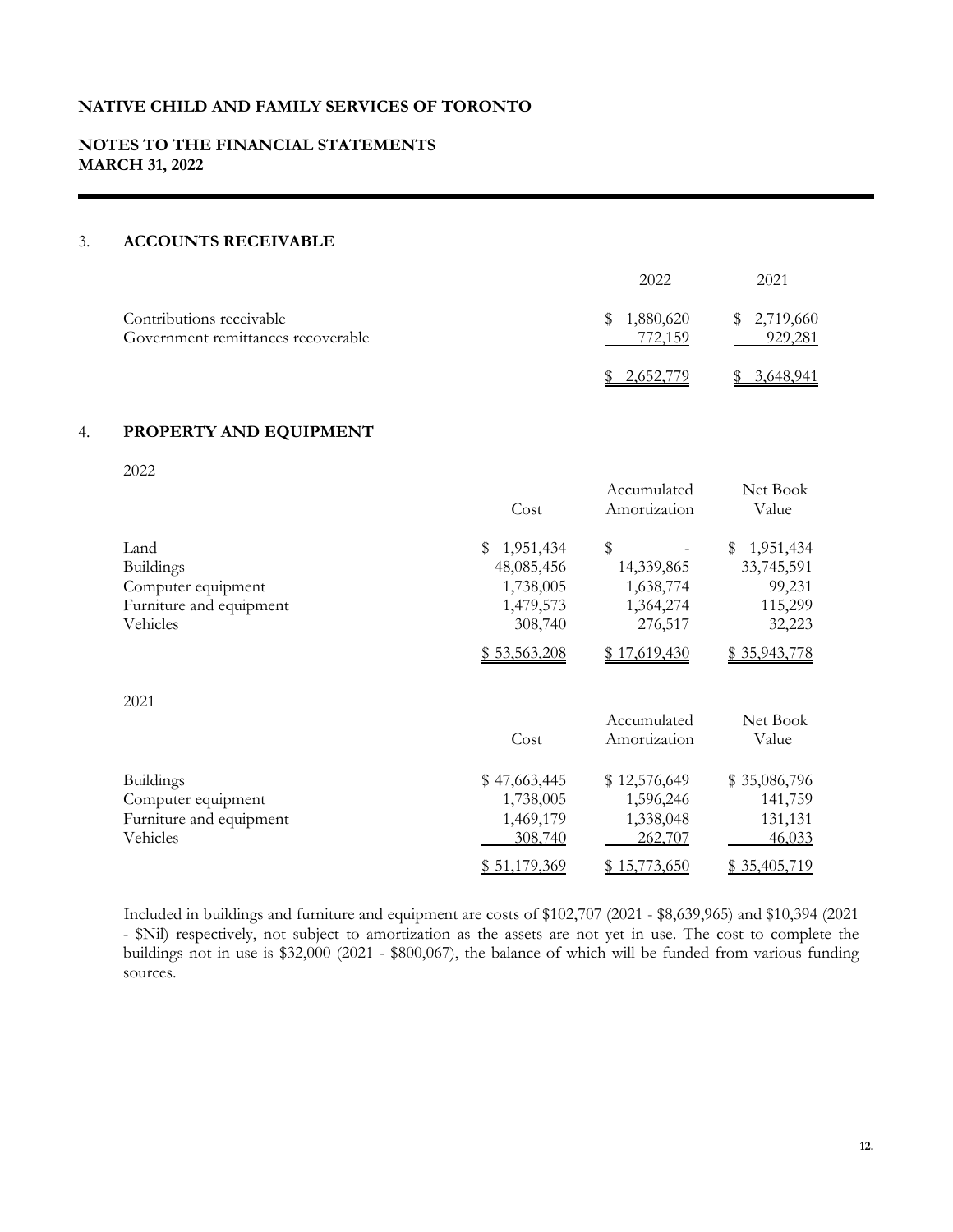**NATIVE CHILD AND FAMILY SERVICES OF TORONTO**

**NOTES TO THE FINANCIAL STATEMENTS**
**MARCH 31, 2022**

## 3. ACCOUNTS RECEIVABLE

| | 2022 | 2021 |
|---|---|---|
| Contributions receivable | $ 1,880,620 | $ 2,719,660 |
| Government remittances recoverable | 772,159 | 929,281 |
| | $ 2,652,779 | $ 3,648,941 |

## 4. PROPERTY AND EQUIPMENT

2022

| | Cost | Accumulated Amortization | Net Book Value |
|---|---|---|---|
| Land | $ 1,951,434 | $ - | $ 1,951,434 |
| Buildings | 48,085,456 | 14,339,865 | 33,745,591 |
| Computer equipment | 1,738,005 | 1,638,774 | 99,231 |
| Furniture and equipment | 1,479,573 | 1,364,274 | 115,299 |
| Vehicles | 308,740 | 276,517 | 32,223 |
| | $ 53,563,208 | $ 17,619,430 | $ 35,943,778 |

2021

| | Cost | Accumulated Amortization | Net Book Value |
|---|---|---|---|
| Buildings | $ 47,663,445 | $ 12,576,649 | $ 35,086,796 |
| Computer equipment | 1,738,005 | 1,596,246 | 141,759 |
| Furniture and equipment | 1,469,179 | 1,338,048 | 131,131 |
| Vehicles | 308,740 | 262,707 | 46,033 |
| | $ 51,179,369 | $ 15,773,650 | $ 35,405,719 |

Included in buildings and furniture and equipment are costs of $102,707 (2021 - $8,639,965) and $10,394 (2021 - $Nil) respectively, not subject to amortization as the assets are not yet in use. The cost to complete the buildings not in use is $32,000 (2021 - $800,067), the balance of which will be funded from various funding sources.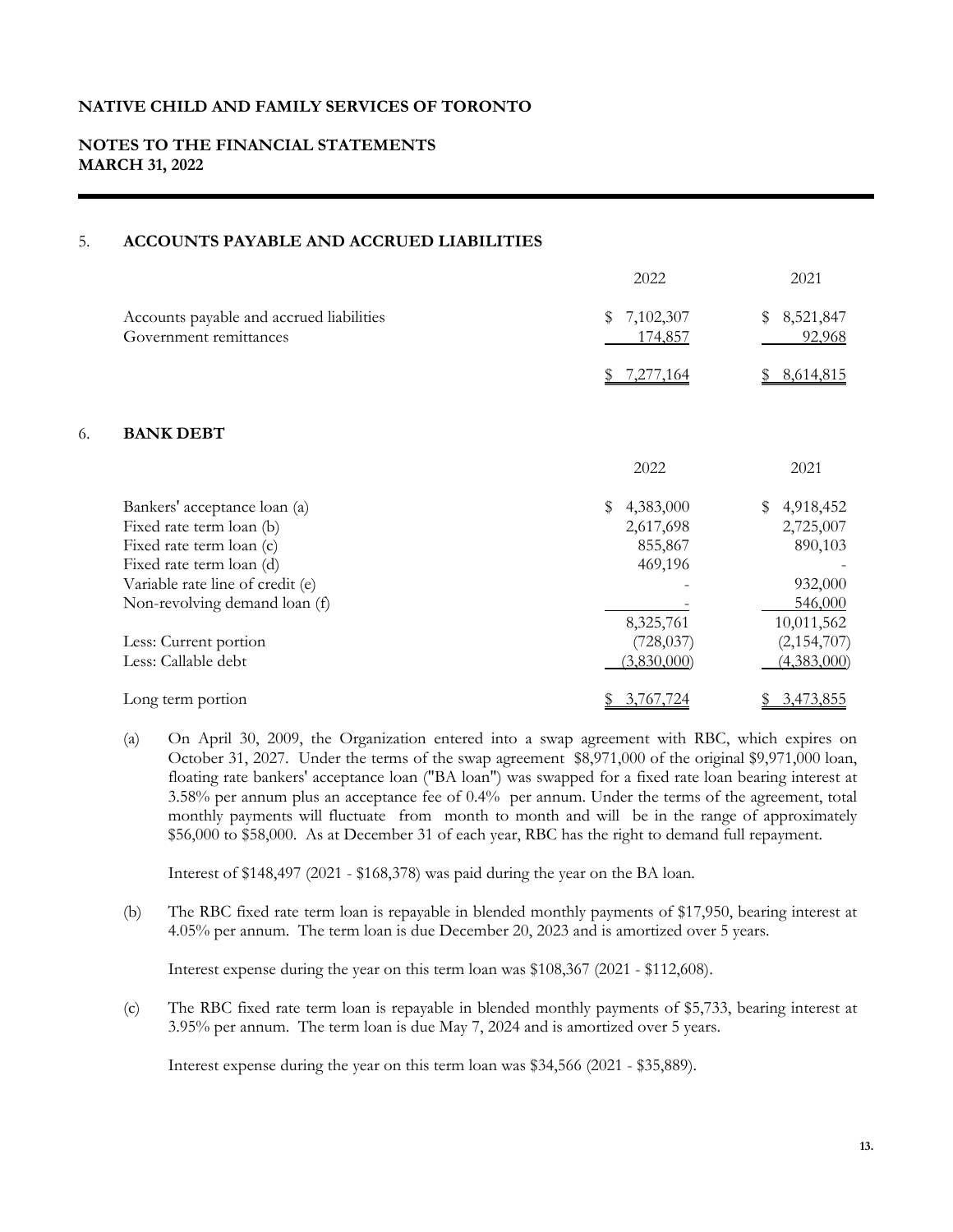**NATIVE CHILD AND FAMILY SERVICES OF TORONTO**

**NOTES TO THE FINANCIAL STATEMENTS**
**MARCH 31, 2022**

## 5. ACCOUNTS PAYABLE AND ACCRUED LIABILITIES

| | 2022 | 2021 |
|---|---|---|
| Accounts payable and accrued liabilities | $ 7,102,307 | $ 8,521,847 |
| Government remittances | 174,857 | 92,968 |
| | $ 7,277,164 | $ 8,614,815 |

## 6. BANK DEBT

| | 2022 | 2021 |
|---|---|---|
| Bankers' acceptance loan (a) | $ 4,383,000 | $ 4,918,452 |
| Fixed rate term loan (b) | 2,617,698 | 2,725,007 |
| Fixed rate term loan (c) | 855,867 | 890,103 |
| Fixed rate term loan (d) | 469,196 | - |
| Variable rate line of credit (e) | - | 932,000 |
| Non-revolving demand loan (f) | - | 546,000 |
| | 8,325,761 | 10,011,562 |
| Less: Current portion | (728,037) | (2,154,707) |
| Less: Callable debt | (3,830,000) | (4,383,000) |
| Long term portion | $ 3,767,724 | $ 3,473,855 |

(a) On April 30, 2009, the Organization entered into a swap agreement with RBC, which expires on October 31, 2027. Under the terms of the swap agreement $8,971,000 of the original $9,971,000 loan, floating rate bankers' acceptance loan ("BA loan") was swapped for a fixed rate loan bearing interest at 3.58% per annum plus an acceptance fee of 0.4% per annum. Under the terms of the agreement, total monthly payments will fluctuate from month to month and will be in the range of approximately $56,000 to $58,000. As at December 31 of each year, RBC has the right to demand full repayment.

Interest of $148,497 (2021 - $168,378) was paid during the year on the BA loan.

(b) The RBC fixed rate term loan is repayable in blended monthly payments of $17,950, bearing interest at 4.05% per annum. The term loan is due December 20, 2023 and is amortized over 5 years.

Interest expense during the year on this term loan was $108,367 (2021 - $112,608).

(c) The RBC fixed rate term loan is repayable in blended monthly payments of $5,733, bearing interest at 3.95% per annum. The term loan is due May 7, 2024 and is amortized over 5 years.

Interest expense during the year on this term loan was $34,566 (2021 - $35,889).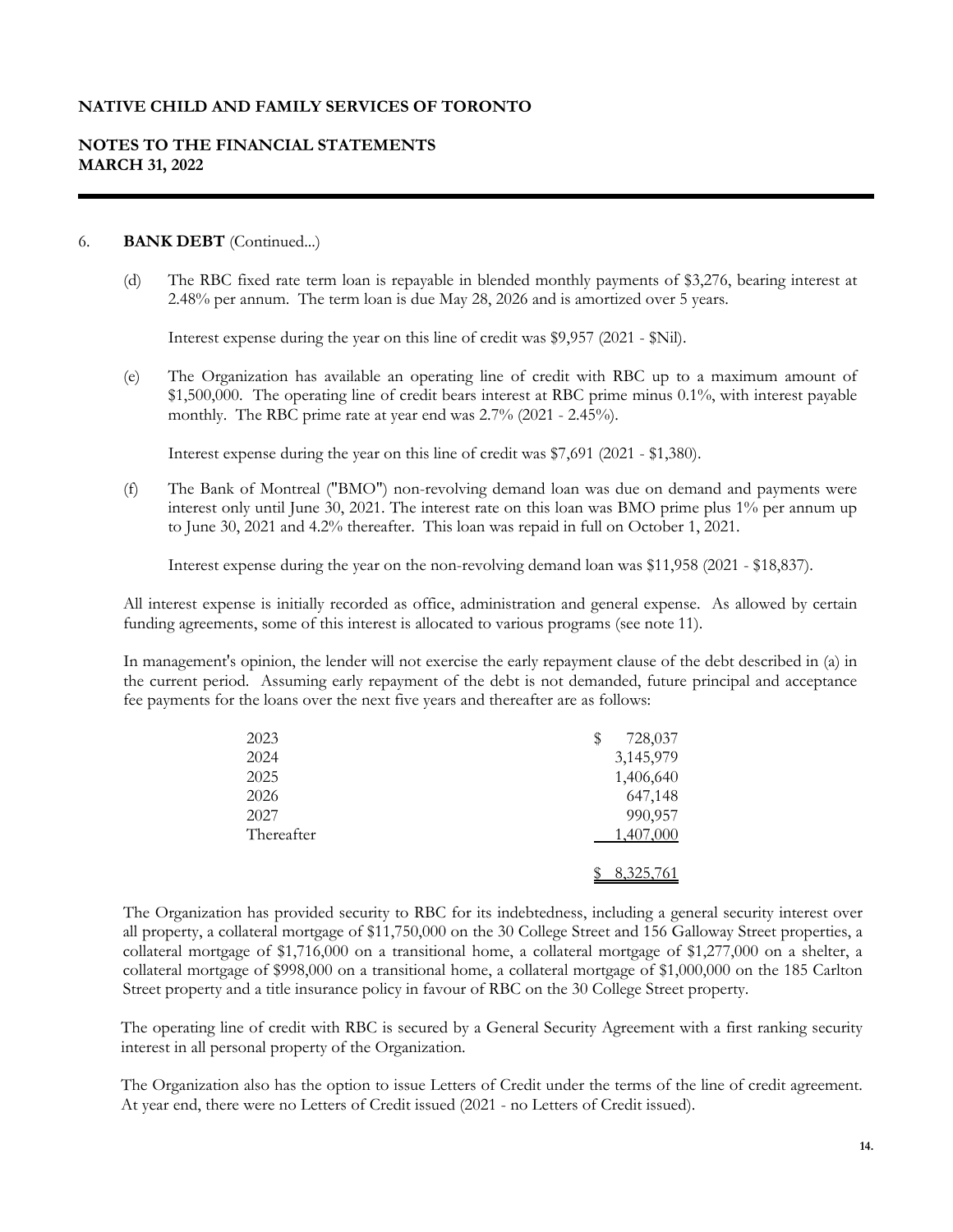**NATIVE CHILD AND FAMILY SERVICES OF TORONTO**

**NOTES TO THE FINANCIAL STATEMENTS**
**MARCH 31, 2022**

6. **BANK DEBT** (Continued...)

   (d) The RBC fixed rate term loan is repayable in blended monthly payments of $3,276, bearing interest at 2.48% per annum. The term loan is due May 28, 2026 and is amortized over 5 years.

   Interest expense during the year on this line of credit was $9,957 (2021 - $Nil).

   (e) The Organization has available an operating line of credit with RBC up to a maximum amount of $1,500,000. The operating line of credit bears interest at RBC prime minus 0.1%, with interest payable monthly. The RBC prime rate at year end was 2.7% (2021 - 2.45%).

   Interest expense during the year on this line of credit was $7,691 (2021 - $1,380).

   (f) The Bank of Montreal ("BMO") non-revolving demand loan was due on demand and payments were interest only until June 30, 2021. The interest rate on this loan was BMO prime plus 1% per annum up to June 30, 2021 and 4.2% thereafter. This loan was repaid in full on October 1, 2021.

   Interest expense during the year on the non-revolving demand loan was $11,958 (2021 - $18,837).

All interest expense is initially recorded as office, administration and general expense. As allowed by certain funding agreements, some of this interest is allocated to various programs (see note 11).

In management's opinion, the lender will not exercise the early repayment clause of the debt described in (a) in the current period. Assuming early repayment of the debt is not demanded, future principal and acceptance fee payments for the loans over the next five years and thereafter are as follows:

| | |
|---|---:|
| 2023 | $ 728,037 |
| 2024 | 3,145,979 |
| 2025 | 1,406,640 |
| 2026 | 647,148 |
| 2027 | 990,957 |
| Thereafter | 1,407,000 |
| | $ 8,325,761 |

The Organization has provided security to RBC for its indebtedness, including a general security interest over all property, a collateral mortgage of $11,750,000 on the 30 College Street and 156 Galloway Street properties, a collateral mortgage of $1,716,000 on a transitional home, a collateral mortgage of $1,277,000 on a shelter, a collateral mortgage of $998,000 on a transitional home, a collateral mortgage of $1,000,000 on the 185 Carlton Street property and a title insurance policy in favour of RBC on the 30 College Street property.

The operating line of credit with RBC is secured by a General Security Agreement with a first ranking security interest in all personal property of the Organization.

The Organization also has the option to issue Letters of Credit under the terms of the line of credit agreement. At year end, there were no Letters of Credit issued (2021 - no Letters of Credit issued).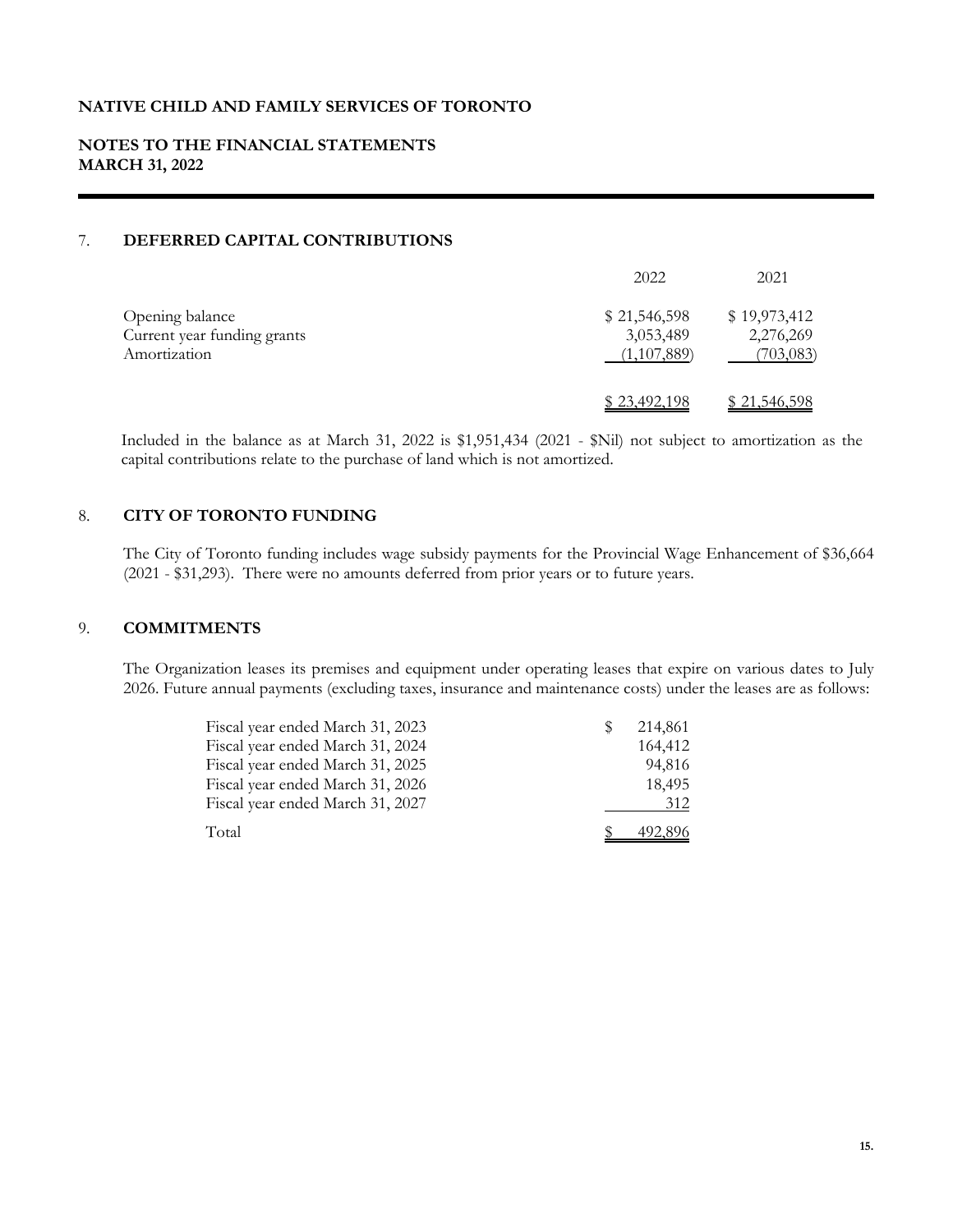# NATIVE CHILD AND FAMILY SERVICES OF TORONTO

## NOTES TO THE FINANCIAL STATEMENTS
## MARCH 31, 2022

### 7. DEFERRED CAPITAL CONTRIBUTIONS

| | 2022 | 2021 |
|---|---|---|
| Opening balance | $ 21,546,598 | $ 19,973,412 |
| Current year funding grants | 3,053,489 | 2,276,269 |
| Amortization | (1,107,889) | (703,083) |
| | $ 23,492,198 | $ 21,546,598 |

Included in the balance as at March 31, 2022 is $1,951,434 (2021 - $Nil) not subject to amortization as the capital contributions relate to the purchase of land which is not amortized.

### 8. CITY OF TORONTO FUNDING

The City of Toronto funding includes wage subsidy payments for the Provincial Wage Enhancement of $36,664 (2021 - $31,293). There were no amounts deferred from prior years or to future years.

### 9. COMMITMENTS

The Organization leases its premises and equipment under operating leases that expire on various dates to July 2026. Future annual payments (excluding taxes, insurance and maintenance costs) under the leases are as follows:

| | |
|---|---|
| Fiscal year ended March 31, 2023 | $ 214,861 |
| Fiscal year ended March 31, 2024 | 164,412 |
| Fiscal year ended March 31, 2025 | 94,816 |
| Fiscal year ended March 31, 2026 | 18,495 |
| Fiscal year ended March 31, 2027 | 312 |
| Total | $ 492,896 |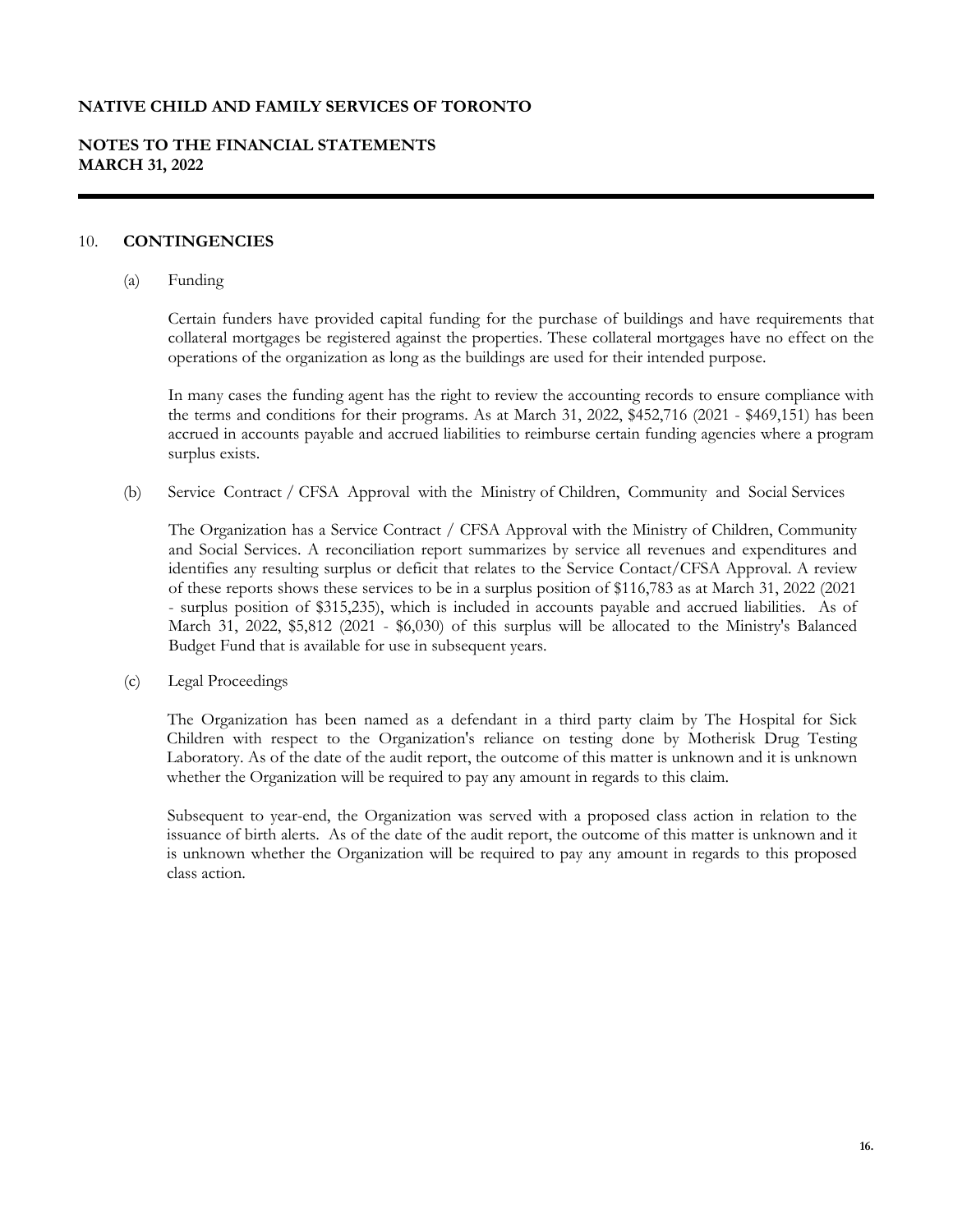# NATIVE CHILD AND FAMILY SERVICES OF TORONTO

## NOTES TO THE FINANCIAL STATEMENTS
## MARCH 31, 2022

### 10. CONTINGENCIES

(a) Funding

Certain funders have provided capital funding for the purchase of buildings and have requirements that collateral mortgages be registered against the properties. These collateral mortgages have no effect on the operations of the organization as long as the buildings are used for their intended purpose.

In many cases the funding agent has the right to review the accounting records to ensure compliance with the terms and conditions for their programs. As at March 31, 2022, $452,716 (2021 - $469,151) has been accrued in accounts payable and accrued liabilities to reimburse certain funding agencies where a program surplus exists.

(b) Service Contract / CFSA Approval with the Ministry of Children, Community and Social Services

The Organization has a Service Contract / CFSA Approval with the Ministry of Children, Community and Social Services. A reconciliation report summarizes by service all revenues and expenditures and identifies any resulting surplus or deficit that relates to the Service Contact/CFSA Approval. A review of these reports shows these services to be in a surplus position of $116,783 as at March 31, 2022 (2021 - surplus position of $315,235), which is included in accounts payable and accrued liabilities. As of March 31, 2022, $5,812 (2021 - $6,030) of this surplus will be allocated to the Ministry's Balanced Budget Fund that is available for use in subsequent years.

(c) Legal Proceedings

The Organization has been named as a defendant in a third party claim by The Hospital for Sick Children with respect to the Organization's reliance on testing done by Motherisk Drug Testing Laboratory. As of the date of the audit report, the outcome of this matter is unknown and it is unknown whether the Organization will be required to pay any amount in regards to this claim.

Subsequent to year-end, the Organization was served with a proposed class action in relation to the issuance of birth alerts. As of the date of the audit report, the outcome of this matter is unknown and it is unknown whether the Organization will be required to pay any amount in regards to this proposed class action.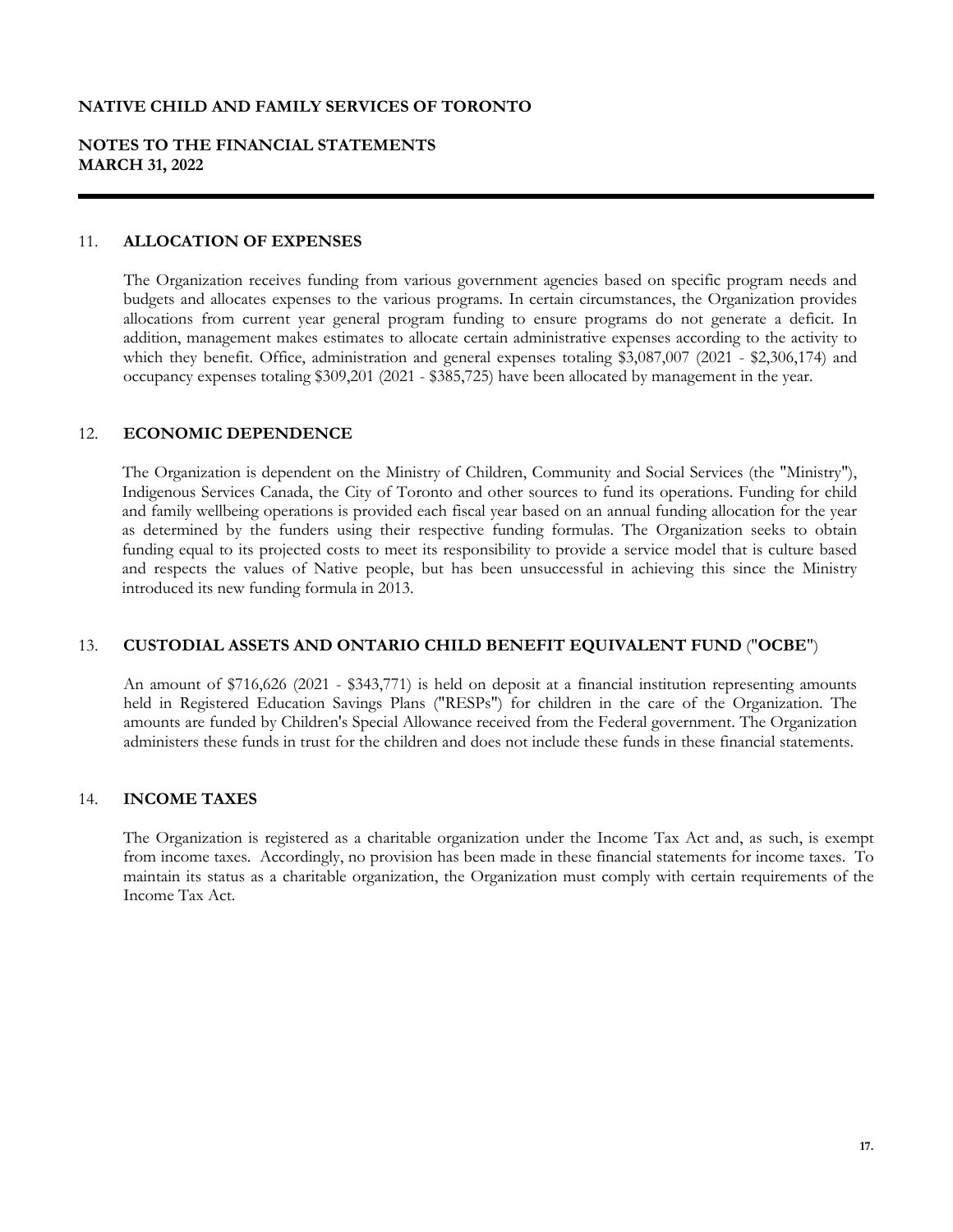**NATIVE CHILD AND FAMILY SERVICES OF TORONTO**

**NOTES TO THE FINANCIAL STATEMENTS**
**MARCH 31, 2022**

## 11. ALLOCATION OF EXPENSES

The Organization receives funding from various government agencies based on specific program needs and budgets and allocates expenses to the various programs. In certain circumstances, the Organization provides allocations from current year general program funding to ensure programs do not generate a deficit. In addition, management makes estimates to allocate certain administrative expenses according to the activity to which they benefit. Office, administration and general expenses totaling $3,087,007 (2021 - $2,306,174) and occupancy expenses totaling $309,201 (2021 - $385,725) have been allocated by management in the year.

## 12. ECONOMIC DEPENDENCE

The Organization is dependent on the Ministry of Children, Community and Social Services (the "Ministry"), Indigenous Services Canada, the City of Toronto and other sources to fund its operations. Funding for child and family wellbeing operations is provided each fiscal year based on an annual funding allocation for the year as determined by the funders using their respective funding formulas. The Organization seeks to obtain funding equal to its projected costs to meet its responsibility to provide a service model that is culture based and respects the values of Native people, but has been unsuccessful in achieving this since the Ministry introduced its new funding formula in 2013.

## 13. CUSTODIAL ASSETS AND ONTARIO CHILD BENEFIT EQUIVALENT FUND ("OCBE")

An amount of $716,626 (2021 - $343,771) is held on deposit at a financial institution representing amounts held in Registered Education Savings Plans ("RESPs") for children in the care of the Organization. The amounts are funded by Children's Special Allowance received from the Federal government. The Organization administers these funds in trust for the children and does not include these funds in these financial statements.

## 14. INCOME TAXES

The Organization is registered as a charitable organization under the Income Tax Act and, as such, is exempt from income taxes. Accordingly, no provision has been made in these financial statements for income taxes. To maintain its status as a charitable organization, the Organization must comply with certain requirements of the Income Tax Act.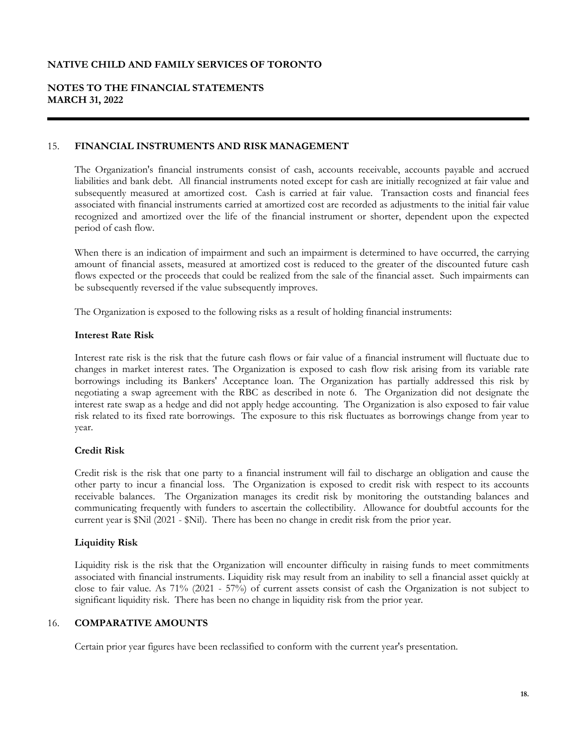**NATIVE CHILD AND FAMILY SERVICES OF TORONTO**

**NOTES TO THE FINANCIAL STATEMENTS**
**MARCH 31, 2022**

## 15. FINANCIAL INSTRUMENTS AND RISK MANAGEMENT

The Organization's financial instruments consist of cash, accounts receivable, accounts payable and accrued liabilities and bank debt. All financial instruments noted except for cash are initially recognized at fair value and subsequently measured at amortized cost. Cash is carried at fair value. Transaction costs and financial fees associated with financial instruments carried at amortized cost are recorded as adjustments to the initial fair value recognized and amortized over the life of the financial instrument or shorter, dependent upon the expected period of cash flow.

When there is an indication of impairment and such an impairment is determined to have occurred, the carrying amount of financial assets, measured at amortized cost is reduced to the greater of the discounted future cash flows expected or the proceeds that could be realized from the sale of the financial asset. Such impairments can be subsequently reversed if the value subsequently improves.

The Organization is exposed to the following risks as a result of holding financial instruments:

### Interest Rate Risk

Interest rate risk is the risk that the future cash flows or fair value of a financial instrument will fluctuate due to changes in market interest rates. The Organization is exposed to cash flow risk arising from its variable rate borrowings including its Bankers' Acceptance loan. The Organization has partially addressed this risk by negotiating a swap agreement with the RBC as described in note 6. The Organization did not designate the interest rate swap as a hedge and did not apply hedge accounting. The Organization is also exposed to fair value risk related to its fixed rate borrowings. The exposure to this risk fluctuates as borrowings change from year to year.

### Credit Risk

Credit risk is the risk that one party to a financial instrument will fail to discharge an obligation and cause the other party to incur a financial loss. The Organization is exposed to credit risk with respect to its accounts receivable balances. The Organization manages its credit risk by monitoring the outstanding balances and communicating frequently with funders to ascertain the collectibility. Allowance for doubtful accounts for the current year is $Nil (2021 - $Nil). There has been no change in credit risk from the prior year.

### Liquidity Risk

Liquidity risk is the risk that the Organization will encounter difficulty in raising funds to meet commitments associated with financial instruments. Liquidity risk may result from an inability to sell a financial asset quickly at close to fair value. As 71% (2021 - 57%) of current assets consist of cash the Organization is not subject to significant liquidity risk. There has been no change in liquidity risk from the prior year.

## 16. COMPARATIVE AMOUNTS

Certain prior year figures have been reclassified to conform with the current year's presentation.